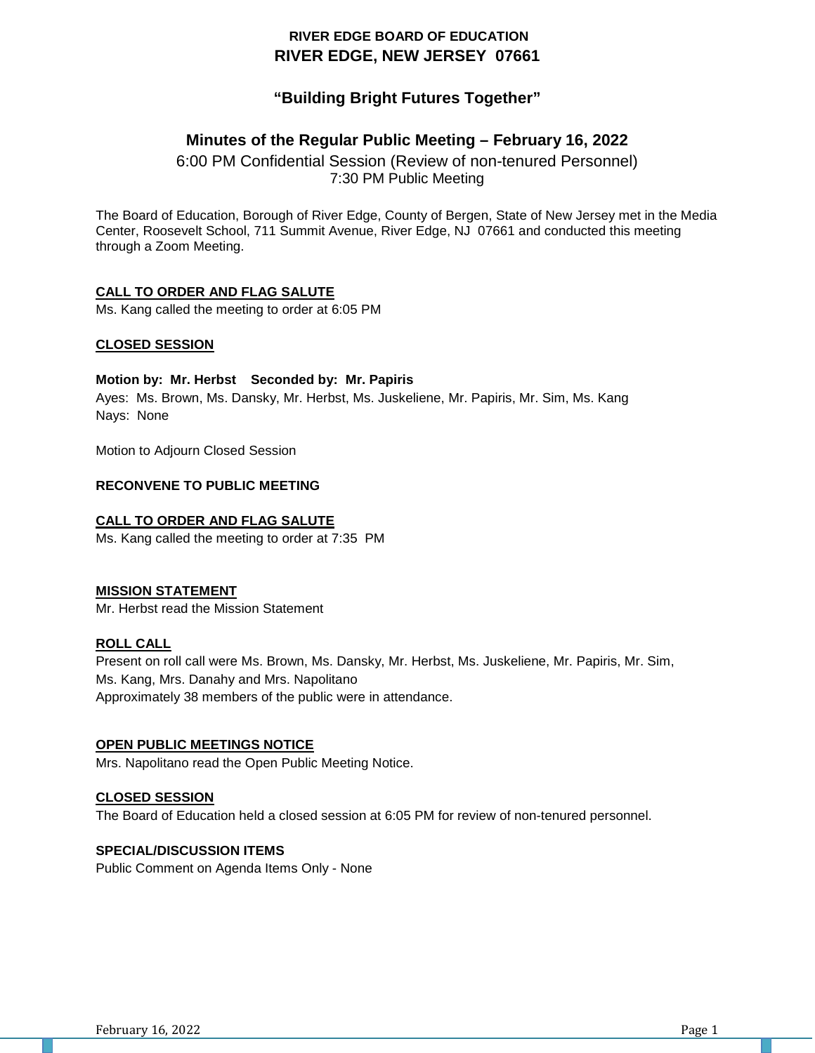# RIVER EDGE BOARD OF EDUCATION
# RIVER EDGE, NEW JERSEY 07661

## "Building Bright Futures Together"

## Minutes of the Regular Public Meeting – February 16, 2022

6:00 PM Confidential Session (Review of non-tenured Personnel)
7:30 PM Public Meeting

The Board of Education, Borough of River Edge, County of Bergen, State of New Jersey met in the Media Center, Roosevelt School, 711 Summit Avenue, River Edge, NJ 07661 and conducted this meeting through a Zoom Meeting.

**CALL TO ORDER AND FLAG SALUTE**
Ms. Kang called the meeting to order at 6:05 PM

**CLOSED SESSION**

**Motion by: Mr. Herbst Seconded by: Mr. Papiris**
Ayes: Ms. Brown, Ms. Dansky, Mr. Herbst, Ms. Juskeliene, Mr. Papiris, Mr. Sim, Ms. Kang
Nays: None

Motion to Adjourn Closed Session

**RECONVENE TO PUBLIC MEETING**

**CALL TO ORDER AND FLAG SALUTE**
Ms. Kang called the meeting to order at 7:35 PM

**MISSION STATEMENT**
Mr. Herbst read the Mission Statement

**ROLL CALL**
Present on roll call were Ms. Brown, Ms. Dansky, Mr. Herbst, Ms. Juskeliene, Mr. Papiris, Mr. Sim, Ms. Kang, Mrs. Danahy and Mrs. Napolitano
Approximately 38 members of the public were in attendance.

**OPEN PUBLIC MEETINGS NOTICE**
Mrs. Napolitano read the Open Public Meeting Notice.

**CLOSED SESSION**
The Board of Education held a closed session at 6:05 PM for review of non-tenured personnel.

**SPECIAL/DISCUSSION ITEMS**
Public Comment on Agenda Items Only - None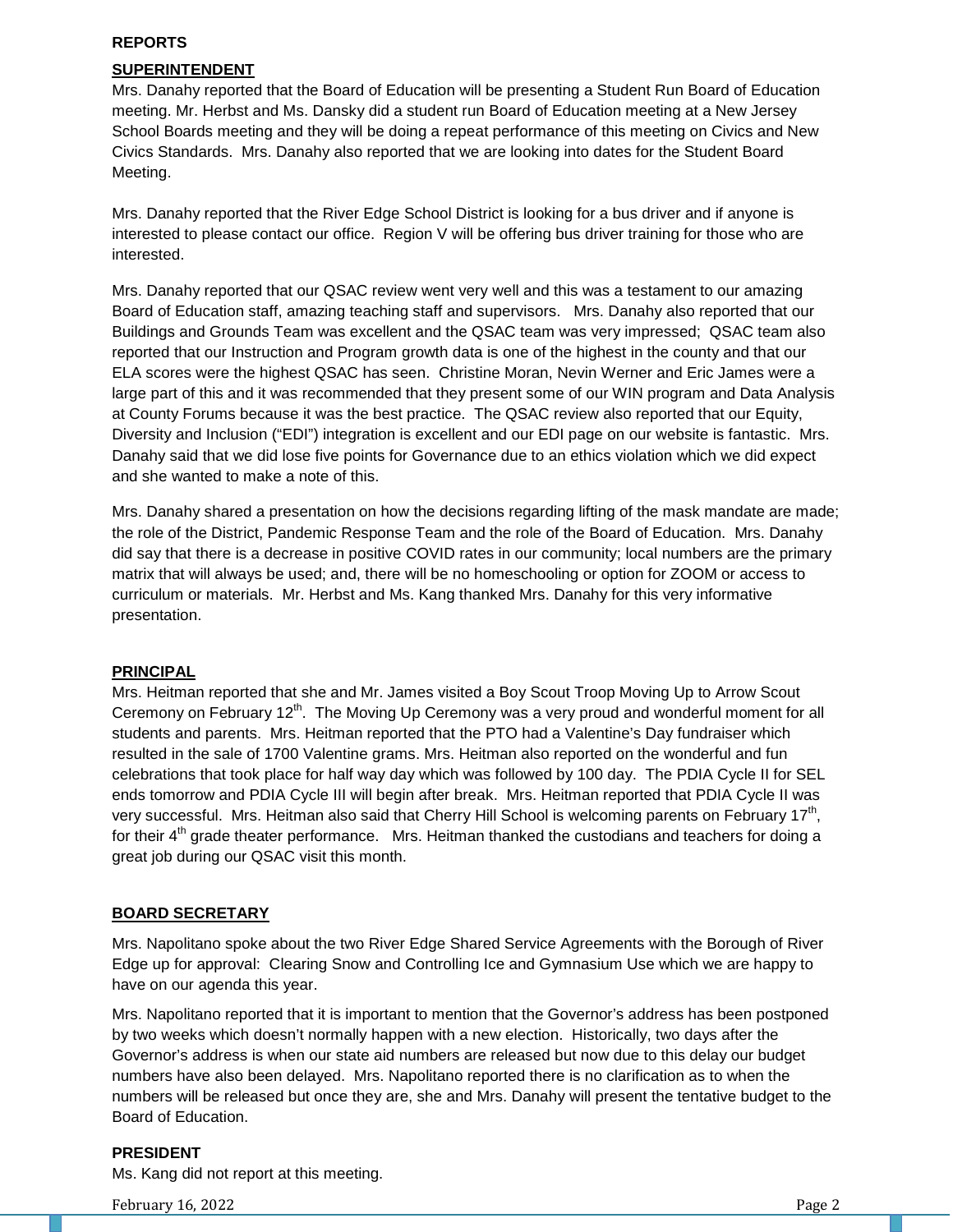## REPORTS

### SUPERINTENDENT

Mrs. Danahy reported that the Board of Education will be presenting a Student Run Board of Education meeting. Mr. Herbst and Ms. Dansky did a student run Board of Education meeting at a New Jersey School Boards meeting and they will be doing a repeat performance of this meeting on Civics and New Civics Standards. Mrs. Danahy also reported that we are looking into dates for the Student Board Meeting.

Mrs. Danahy reported that the River Edge School District is looking for a bus driver and if anyone is interested to please contact our office. Region V will be offering bus driver training for those who are interested.

Mrs. Danahy reported that our QSAC review went very well and this was a testament to our amazing Board of Education staff, amazing teaching staff and supervisors. Mrs. Danahy also reported that our Buildings and Grounds Team was excellent and the QSAC team was very impressed; QSAC team also reported that our Instruction and Program growth data is one of the highest in the county and that our ELA scores were the highest QSAC has seen. Christine Moran, Nevin Werner and Eric James were a large part of this and it was recommended that they present some of our WIN program and Data Analysis at County Forums because it was the best practice. The QSAC review also reported that our Equity, Diversity and Inclusion ("EDI") integration is excellent and our EDI page on our website is fantastic. Mrs. Danahy said that we did lose five points for Governance due to an ethics violation which we did expect and she wanted to make a note of this.

Mrs. Danahy shared a presentation on how the decisions regarding lifting of the mask mandate are made; the role of the District, Pandemic Response Team and the role of the Board of Education. Mrs. Danahy did say that there is a decrease in positive COVID rates in our community; local numbers are the primary matrix that will always be used; and, there will be no homeschooling or option for ZOOM or access to curriculum or materials. Mr. Herbst and Ms. Kang thanked Mrs. Danahy for this very informative presentation.

### PRINCIPAL

Mrs. Heitman reported that she and Mr. James visited a Boy Scout Troop Moving Up to Arrow Scout Ceremony on February 12th. The Moving Up Ceremony was a very proud and wonderful moment for all students and parents. Mrs. Heitman reported that the PTO had a Valentine's Day fundraiser which resulted in the sale of 1700 Valentine grams. Mrs. Heitman also reported on the wonderful and fun celebrations that took place for half way day which was followed by 100 day. The PDIA Cycle II for SEL ends tomorrow and PDIA Cycle III will begin after break. Mrs. Heitman reported that PDIA Cycle II was very successful. Mrs. Heitman also said that Cherry Hill School is welcoming parents on February 17th, for their 4th grade theater performance. Mrs. Heitman thanked the custodians and teachers for doing a great job during our QSAC visit this month.

### BOARD SECRETARY

Mrs. Napolitano spoke about the two River Edge Shared Service Agreements with the Borough of River Edge up for approval: Clearing Snow and Controlling Ice and Gymnasium Use which we are happy to have on our agenda this year.

Mrs. Napolitano reported that it is important to mention that the Governor's address has been postponed by two weeks which doesn't normally happen with a new election. Historically, two days after the Governor's address is when our state aid numbers are released but now due to this delay our budget numbers have also been delayed. Mrs. Napolitano reported there is no clarification as to when the numbers will be released but once they are, she and Mrs. Danahy will present the tentative budget to the Board of Education.

### PRESIDENT

Ms. Kang did not report at this meeting.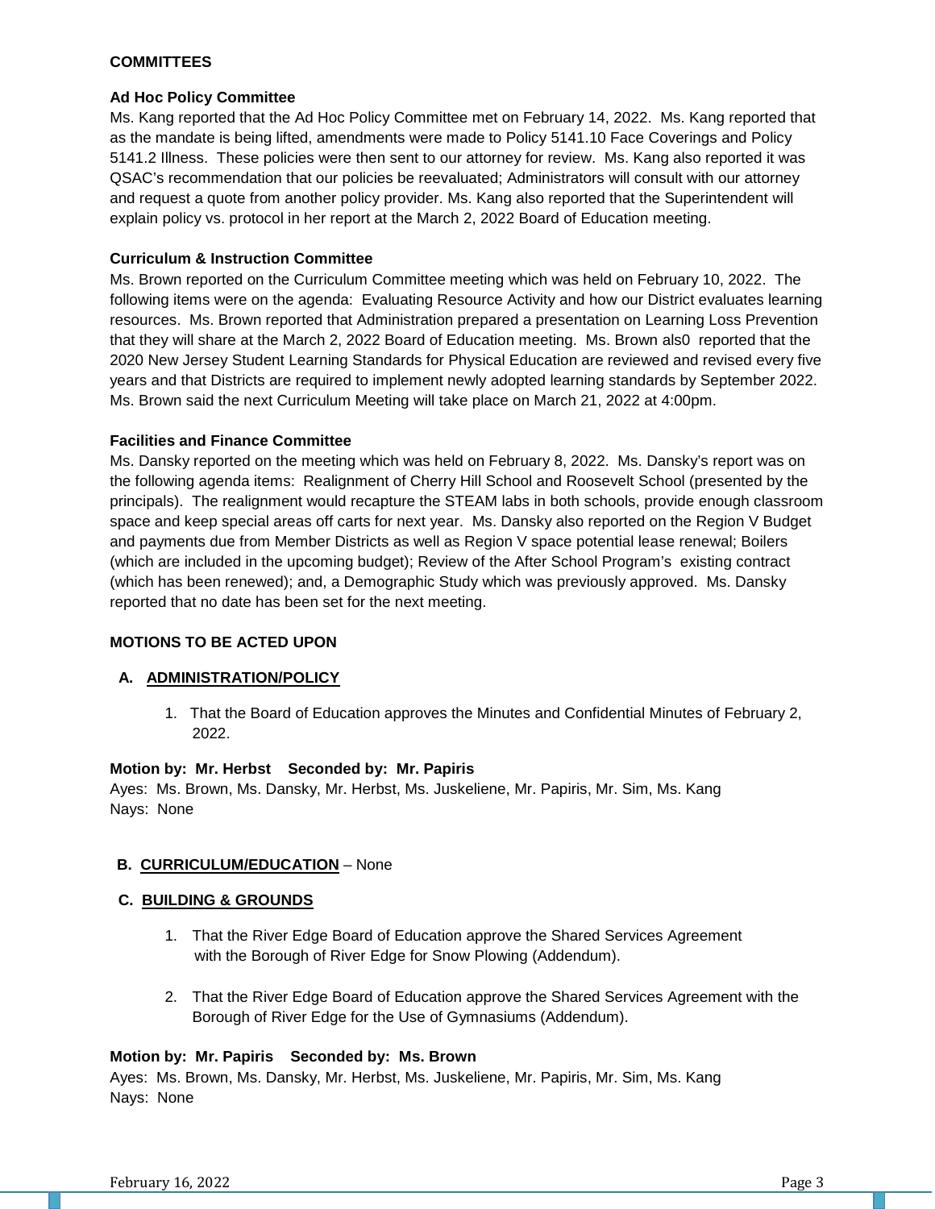## COMMITTEES

**Ad Hoc Policy Committee**

Ms. Kang reported that the Ad Hoc Policy Committee met on February 14, 2022. Ms. Kang reported that as the mandate is being lifted, amendments were made to Policy 5141.10 Face Coverings and Policy 5141.2 Illness. These policies were then sent to our attorney for review. Ms. Kang also reported it was QSAC's recommendation that our policies be reevaluated; Administrators will consult with our attorney and request a quote from another policy provider. Ms. Kang also reported that the Superintendent will explain policy vs. protocol in her report at the March 2, 2022 Board of Education meeting.

**Curriculum & Instruction Committee**

Ms. Brown reported on the Curriculum Committee meeting which was held on February 10, 2022. The following items were on the agenda: Evaluating Resource Activity and how our District evaluates learning resources. Ms. Brown reported that Administration prepared a presentation on Learning Loss Prevention that they will share at the March 2, 2022 Board of Education meeting. Ms. Brown als0 reported that the 2020 New Jersey Student Learning Standards for Physical Education are reviewed and revised every five years and that Districts are required to implement newly adopted learning standards by September 2022. Ms. Brown said the next Curriculum Meeting will take place on March 21, 2022 at 4:00pm.

**Facilities and Finance Committee**

Ms. Dansky reported on the meeting which was held on February 8, 2022. Ms. Dansky's report was on the following agenda items: Realignment of Cherry Hill School and Roosevelt School (presented by the principals). The realignment would recapture the STEAM labs in both schools, provide enough classroom space and keep special areas off carts for next year. Ms. Dansky also reported on the Region V Budget and payments due from Member Districts as well as Region V space potential lease renewal; Boilers (which are included in the upcoming budget); Review of the After School Program's existing contract (which has been renewed); and, a Demographic Study which was previously approved. Ms. Dansky reported that no date has been set for the next meeting.

## MOTIONS TO BE ACTED UPON

**A. ADMINISTRATION/POLICY**

1. That the Board of Education approves the Minutes and Confidential Minutes of February 2, 2022.

**Motion by: Mr. Herbst Seconded by: Mr. Papiris**
Ayes: Ms. Brown, Ms. Dansky, Mr. Herbst, Ms. Juskeliene, Mr. Papiris, Mr. Sim, Ms. Kang
Nays: None

**B. CURRICULUM/EDUCATION** – None

**C. BUILDING & GROUNDS**

1. That the River Edge Board of Education approve the Shared Services Agreement with the Borough of River Edge for Snow Plowing (Addendum).

2. That the River Edge Board of Education approve the Shared Services Agreement with the Borough of River Edge for the Use of Gymnasiums (Addendum).

**Motion by: Mr. Papiris Seconded by: Ms. Brown**
Ayes: Ms. Brown, Ms. Dansky, Mr. Herbst, Ms. Juskeliene, Mr. Papiris, Mr. Sim, Ms. Kang
Nays: None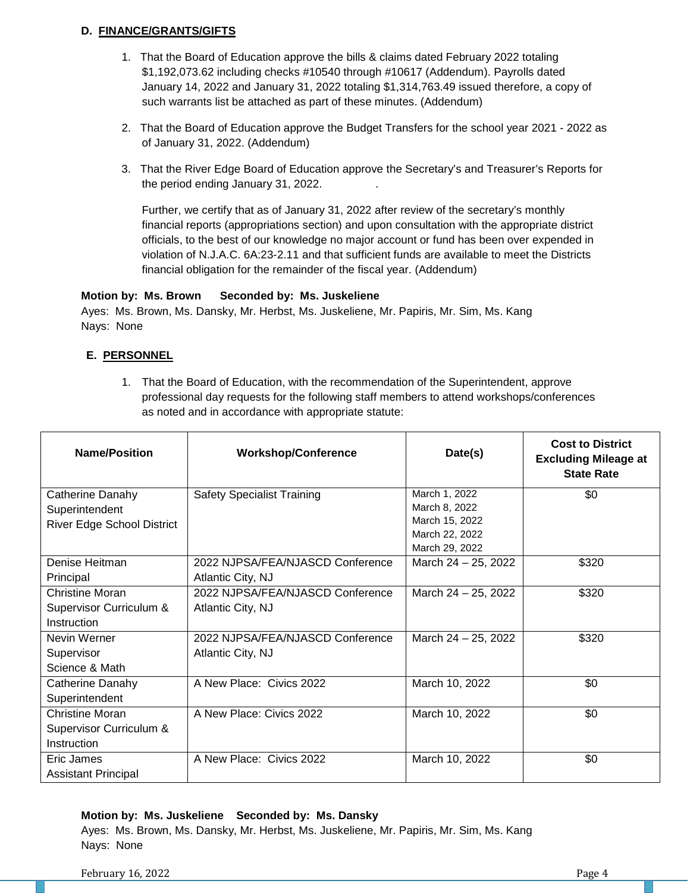**D. FINANCE/GRANTS/GIFTS**

1. That the Board of Education approve the bills & claims dated February 2022 totaling $1,192,073.62 including checks #10540 through #10617 (Addendum). Payrolls dated January 14, 2022 and January 31, 2022 totaling $1,314,763.49 issued therefore, a copy of such warrants list be attached as part of these minutes. (Addendum)

2. That the Board of Education approve the Budget Transfers for the school year 2021 - 2022 as of January 31, 2022. (Addendum)

3. That the River Edge Board of Education approve the Secretary's and Treasurer's Reports for the period ending January 31, 2022. .

   Further, we certify that as of January 31, 2022 after review of the secretary's monthly financial reports (appropriations section) and upon consultation with the appropriate district officials, to the best of our knowledge no major account or fund has been over expended in violation of N.J.A.C. 6A:23-2.11 and that sufficient funds are available to meet the Districts financial obligation for the remainder of the fiscal year. (Addendum)

**Motion by: Ms. Brown Seconded by: Ms. Juskeliene**
Ayes: Ms. Brown, Ms. Dansky, Mr. Herbst, Ms. Juskeliene, Mr. Papiris, Mr. Sim, Ms. Kang
Nays: None

**E. PERSONNEL**

1. That the Board of Education, with the recommendation of the Superintendent, approve professional day requests for the following staff members to attend workshops/conferences as noted and in accordance with appropriate statute:

| Name/Position | Workshop/Conference | Date(s) | Cost to District Excluding Mileage at State Rate |
|---|---|---|---|
| Catherine Danahy<br>Superintendent<br>River Edge School District | Safety Specialist Training | March 1, 2022<br>March 8, 2022<br>March 15, 2022<br>March 22, 2022<br>March 29, 2022 | $0 |
| Denise Heitman<br>Principal | 2022 NJPSA/FEA/NJASCD Conference<br>Atlantic City, NJ | March 24 – 25, 2022 | $320 |
| Christine Moran<br>Supervisor Curriculum & Instruction | 2022 NJPSA/FEA/NJASCD Conference<br>Atlantic City, NJ | March 24 – 25, 2022 | $320 |
| Nevin Werner<br>Supervisor<br>Science & Math | 2022 NJPSA/FEA/NJASCD Conference<br>Atlantic City, NJ | March 24 – 25, 2022 | $320 |
| Catherine Danahy<br>Superintendent | A New Place: Civics 2022 | March 10, 2022 | $0 |
| Christine Moran<br>Supervisor Curriculum & Instruction | A New Place: Civics 2022 | March 10, 2022 | $0 |
| Eric James<br>Assistant Principal | A New Place: Civics 2022 | March 10, 2022 | $0 |

**Motion by: Ms. Juskeliene Seconded by: Ms. Dansky**
Ayes: Ms. Brown, Ms. Dansky, Mr. Herbst, Ms. Juskeliene, Mr. Papiris, Mr. Sim, Ms. Kang
Nays: None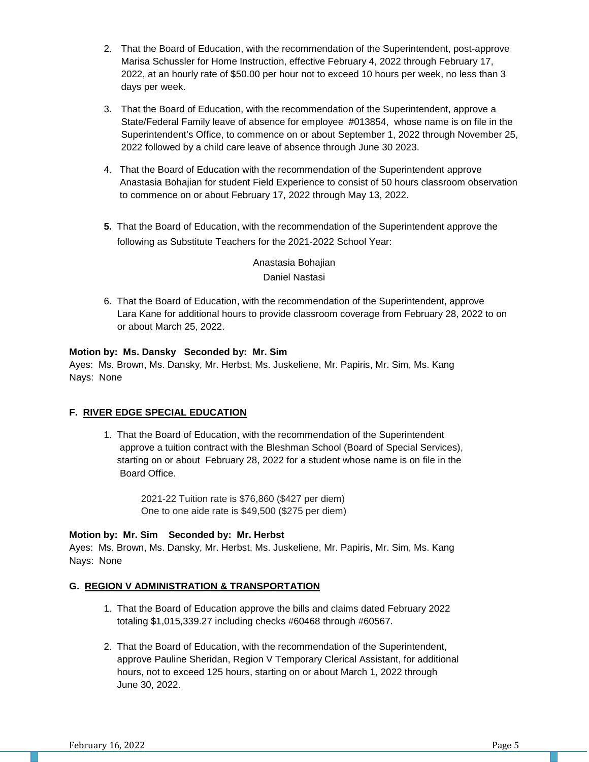2. That the Board of Education, with the recommendation of the Superintendent, post-approve Marisa Schussler for Home Instruction, effective February 4, 2022 through February 17, 2022, at an hourly rate of $50.00 per hour not to exceed 10 hours per week, no less than 3 days per week.

3. That the Board of Education, with the recommendation of the Superintendent, approve a State/Federal Family leave of absence for employee #013854, whose name is on file in the Superintendent's Office, to commence on or about September 1, 2022 through November 25, 2022 followed by a child care leave of absence through June 30 2023.

4. That the Board of Education with the recommendation of the Superintendent approve Anastasia Bohajian for student Field Experience to consist of 50 hours classroom observation to commence on or about February 17, 2022 through May 13, 2022.

5. That the Board of Education, with the recommendation of the Superintendent approve the following as Substitute Teachers for the 2021-2022 School Year:

   Anastasia Bohajian
   Daniel Nastasi

6. That the Board of Education, with the recommendation of the Superintendent, approve Lara Kane for additional hours to provide classroom coverage from February 28, 2022 to on or about March 25, 2022.

**Motion by: Ms. Dansky Seconded by: Mr. Sim**
Ayes: Ms. Brown, Ms. Dansky, Mr. Herbst, Ms. Juskeliene, Mr. Papiris, Mr. Sim, Ms. Kang
Nays: None

### F. RIVER EDGE SPECIAL EDUCATION

1. That the Board of Education, with the recommendation of the Superintendent approve a tuition contract with the Bleshman School (Board of Special Services), starting on or about February 28, 2022 for a student whose name is on file in the Board Office.

   2021-22 Tuition rate is $76,860 ($427 per diem)
   One to one aide rate is $49,500 ($275 per diem)

**Motion by: Mr. Sim Seconded by: Mr. Herbst**
Ayes: Ms. Brown, Ms. Dansky, Mr. Herbst, Ms. Juskeliene, Mr. Papiris, Mr. Sim, Ms. Kang
Nays: None

### G. REGION V ADMINISTRATION & TRANSPORTATION

1. That the Board of Education approve the bills and claims dated February 2022 totaling $1,015,339.27 including checks #60468 through #60567.

2. That the Board of Education, with the recommendation of the Superintendent, approve Pauline Sheridan, Region V Temporary Clerical Assistant, for additional hours, not to exceed 125 hours, starting on or about March 1, 2022 through June 30, 2022.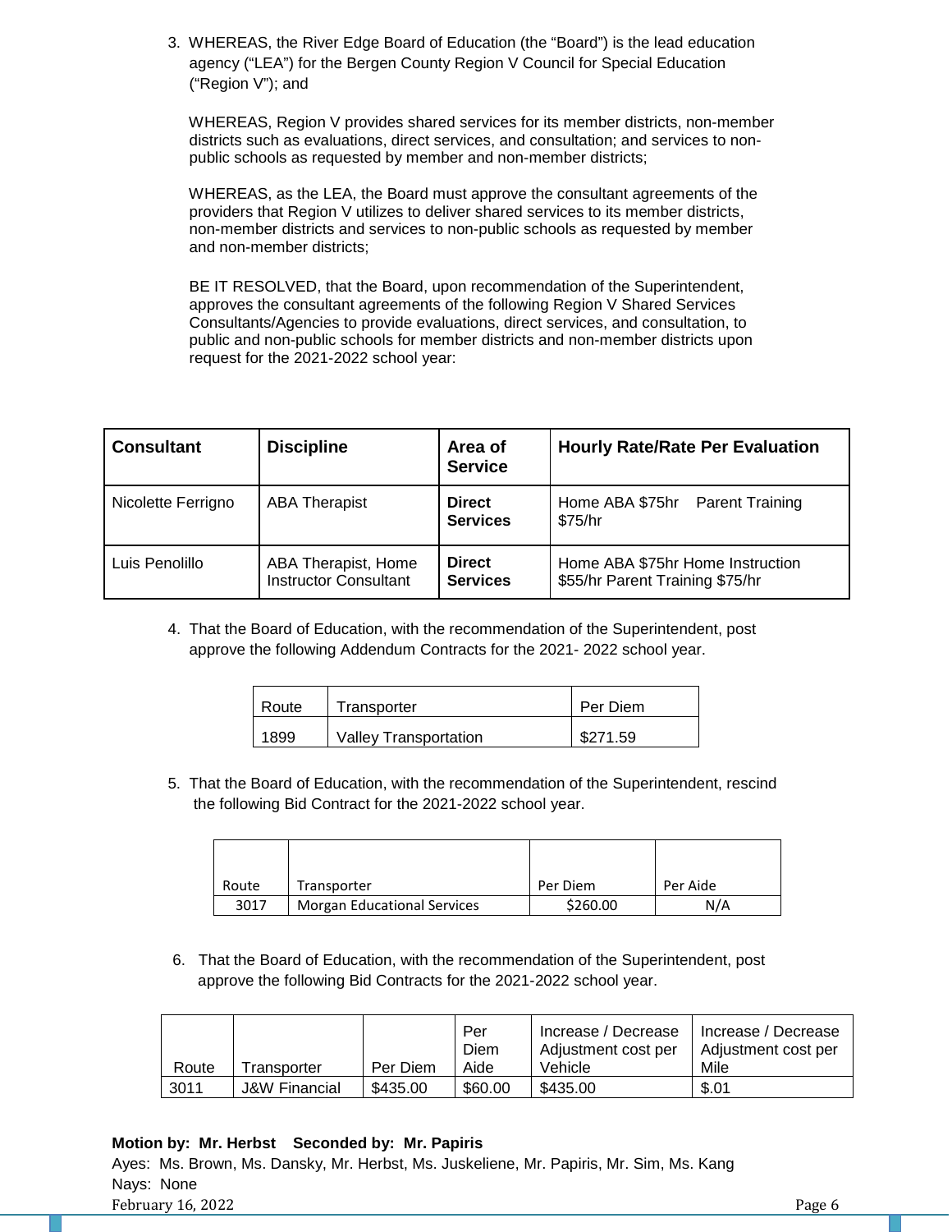3. WHEREAS, the River Edge Board of Education (the "Board") is the lead education agency ("LEA") for the Bergen County Region V Council for Special Education ("Region V"); and

   WHEREAS, Region V provides shared services for its member districts, non-member districts such as evaluations, direct services, and consultation; and services to non-public schools as requested by member and non-member districts;

   WHEREAS, as the LEA, the Board must approve the consultant agreements of the providers that Region V utilizes to deliver shared services to its member districts, non-member districts and services to non-public schools as requested by member and non-member districts;

   BE IT RESOLVED, that the Board, upon recommendation of the Superintendent, approves the consultant agreements of the following Region V Shared Services Consultants/Agencies to provide evaluations, direct services, and consultation, to public and non-public schools for member districts and non-member districts upon request for the 2021-2022 school year:

| **Consultant** | **Discipline** | **Area of Service** | **Hourly Rate/Rate Per Evaluation** |
|---|---|---|---|
| Nicolette Ferrigno | ABA Therapist | **Direct Services** | Home ABA $75hr Parent Training $75/hr |
| Luis Penolillo | ABA Therapist, Home Instructor Consultant | **Direct Services** | Home ABA $75hr Home Instruction $55/hr Parent Training $75/hr |

4. That the Board of Education, with the recommendation of the Superintendent, post approve the following Addendum Contracts for the 2021- 2022 school year.

| Route | Transporter | Per Diem |
|---|---|---|
| 1899 | Valley Transportation | $271.59 |

5. That the Board of Education, with the recommendation of the Superintendent, rescind the following Bid Contract for the 2021-2022 school year.

| Route | Transporter | Per Diem | Per Aide |
|---|---|---|---|
| 3017 | Morgan Educational Services | $260.00 | N/A |

6. That the Board of Education, with the recommendation of the Superintendent, post approve the following Bid Contracts for the 2021-2022 school year.

| Route | Transporter | Per Diem | Per Diem Aide | Increase / Decrease Adjustment cost per Vehicle | Increase / Decrease Adjustment cost per Mile |
|---|---|---|---|---|---|
| 3011 | J&W Financial | $435.00 | $60.00 | $435.00 | $.01 |

**Motion by: Mr. Herbst Seconded by: Mr. Papiris**
Ayes: Ms. Brown, Ms. Dansky, Mr. Herbst, Ms. Juskeliene, Mr. Papiris, Mr. Sim, Ms. Kang
Nays: None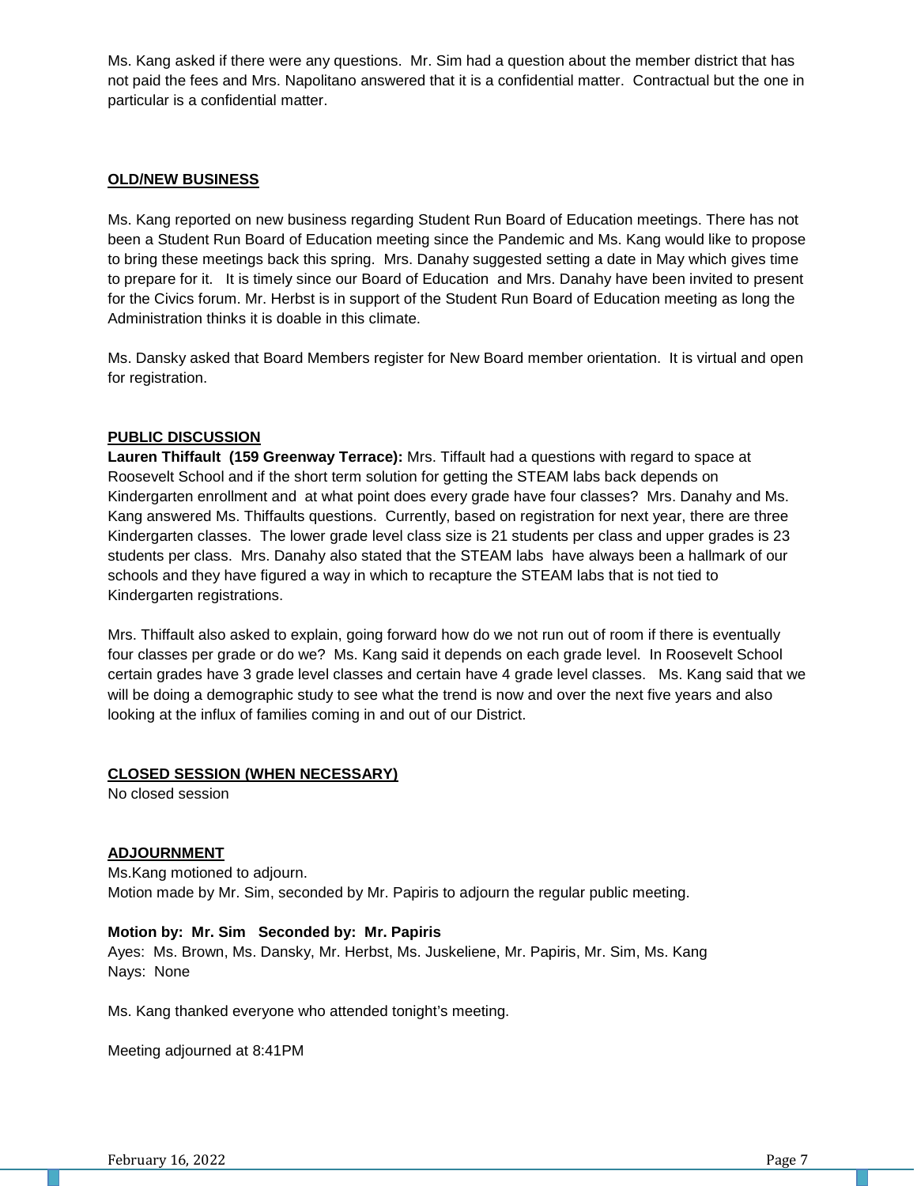Ms. Kang asked if there were any questions. Mr. Sim had a question about the member district that has not paid the fees and Mrs. Napolitano answered that it is a confidential matter. Contractual but the one in particular is a confidential matter.

**OLD/NEW BUSINESS**

Ms. Kang reported on new business regarding Student Run Board of Education meetings. There has not been a Student Run Board of Education meeting since the Pandemic and Ms. Kang would like to propose to bring these meetings back this spring. Mrs. Danahy suggested setting a date in May which gives time to prepare for it. It is timely since our Board of Education and Mrs. Danahy have been invited to present for the Civics forum. Mr. Herbst is in support of the Student Run Board of Education meeting as long the Administration thinks it is doable in this climate.

Ms. Dansky asked that Board Members register for New Board member orientation. It is virtual and open for registration.

**PUBLIC DISCUSSION**

**Lauren Thiffault (159 Greenway Terrace):** Mrs. Tiffault had a questions with regard to space at Roosevelt School and if the short term solution for getting the STEAM labs back depends on Kindergarten enrollment and at what point does every grade have four classes? Mrs. Danahy and Ms. Kang answered Ms. Thiffaults questions. Currently, based on registration for next year, there are three Kindergarten classes. The lower grade level class size is 21 students per class and upper grades is 23 students per class. Mrs. Danahy also stated that the STEAM labs have always been a hallmark of our schools and they have figured a way in which to recapture the STEAM labs that is not tied to Kindergarten registrations.

Mrs. Thiffault also asked to explain, going forward how do we not run out of room if there is eventually four classes per grade or do we? Ms. Kang said it depends on each grade level. In Roosevelt School certain grades have 3 grade level classes and certain have 4 grade level classes. Ms. Kang said that we will be doing a demographic study to see what the trend is now and over the next five years and also looking at the influx of families coming in and out of our District.

**CLOSED SESSION (WHEN NECESSARY)**

No closed session

**ADJOURNMENT**

Ms.Kang motioned to adjourn.
Motion made by Mr. Sim, seconded by Mr. Papiris to adjourn the regular public meeting.

**Motion by: Mr. Sim Seconded by: Mr. Papiris**
Ayes: Ms. Brown, Ms. Dansky, Mr. Herbst, Ms. Juskeliene, Mr. Papiris, Mr. Sim, Ms. Kang
Nays: None

Ms. Kang thanked everyone who attended tonight's meeting.

Meeting adjourned at 8:41PM